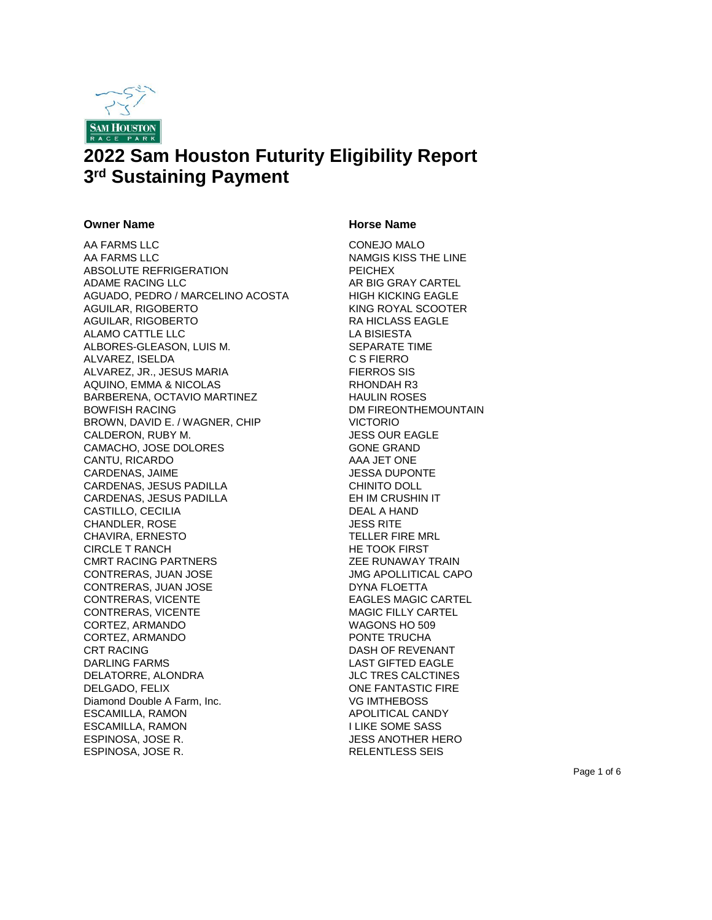# 2022 Sam Houston Futurity Eligibility Report
# 3rd Sustaining Payment

| Owner Name | Horse Name |
|---|---|
| AA FARMS LLC | CONEJO MALO |
| AA FARMS LLC | NAMGIS KISS THE LINE |
| ABSOLUTE REFRIGERATION | PEICHEX |
| ADAME RACING LLC | AR BIG GRAY CARTEL |
| AGUADO, PEDRO / MARCELINO ACOSTA | HIGH KICKING EAGLE |
| AGUILAR, RIGOBERTO | KING ROYAL SCOOTER |
| AGUILAR, RIGOBERTO | RA HICLASS EAGLE |
| ALAMO CATTLE LLC | LA BISIESTA |
| ALBORES-GLEASON, LUIS M. | SEPARATE TIME |
| ALVAREZ, ISELDA | C S FIERRO |
| ALVAREZ, JR., JESUS MARIA | FIERROS SIS |
| AQUINO, EMMA & NICOLAS | RHONDAH R3 |
| BARBERENA, OCTAVIO MARTINEZ | HAULIN ROSES |
| BOWFISH RACING | DM FIREONTHEMOUNTAIN |
| BROWN, DAVID E. / WAGNER, CHIP | VICTORIO |
| CALDERON, RUBY M. | JESS OUR EAGLE |
| CAMACHO, JOSE DOLORES | GONE GRAND |
| CANTU, RICARDO | AAA JET ONE |
| CARDENAS, JAIME | JESSA DUPONTE |
| CARDENAS, JESUS PADILLA | CHINITO DOLL |
| CARDENAS, JESUS PADILLA | EH IM CRUSHIN IT |
| CASTILLO, CECILIA | DEAL A HAND |
| CHANDLER, ROSE | JESS RITE |
| CHAVIRA, ERNESTO | TELLER FIRE MRL |
| CIRCLE T RANCH | HE TOOK FIRST |
| CMRT RACING PARTNERS | ZEE RUNAWAY TRAIN |
| CONTRERAS, JUAN JOSE | JMG APOLLITICAL CAPO |
| CONTRERAS, JUAN JOSE | DYNA FLOETTA |
| CONTRERAS, VICENTE | EAGLES MAGIC CARTEL |
| CONTRERAS, VICENTE | MAGIC FILLY CARTEL |
| CORTEZ, ARMANDO | WAGONS HO 509 |
| CORTEZ, ARMANDO | PONTE TRUCHA |
| CRT RACING | DASH OF REVENANT |
| DARLING FARMS | LAST GIFTED EAGLE |
| DELATORRE, ALONDRA | JLC TRES CALCTINES |
| DELGADO, FELIX | ONE FANTASTIC FIRE |
| Diamond Double A Farm, Inc. | VG IMTHEBOSS |
| ESCAMILLA, RAMON | APOLITICAL CANDY |
| ESCAMILLA, RAMON | I LIKE SOME SASS |
| ESPINOSA, JOSE R. | JESS ANOTHER HERO |
| ESPINOSA, JOSE R. | RELENTLESS SEIS |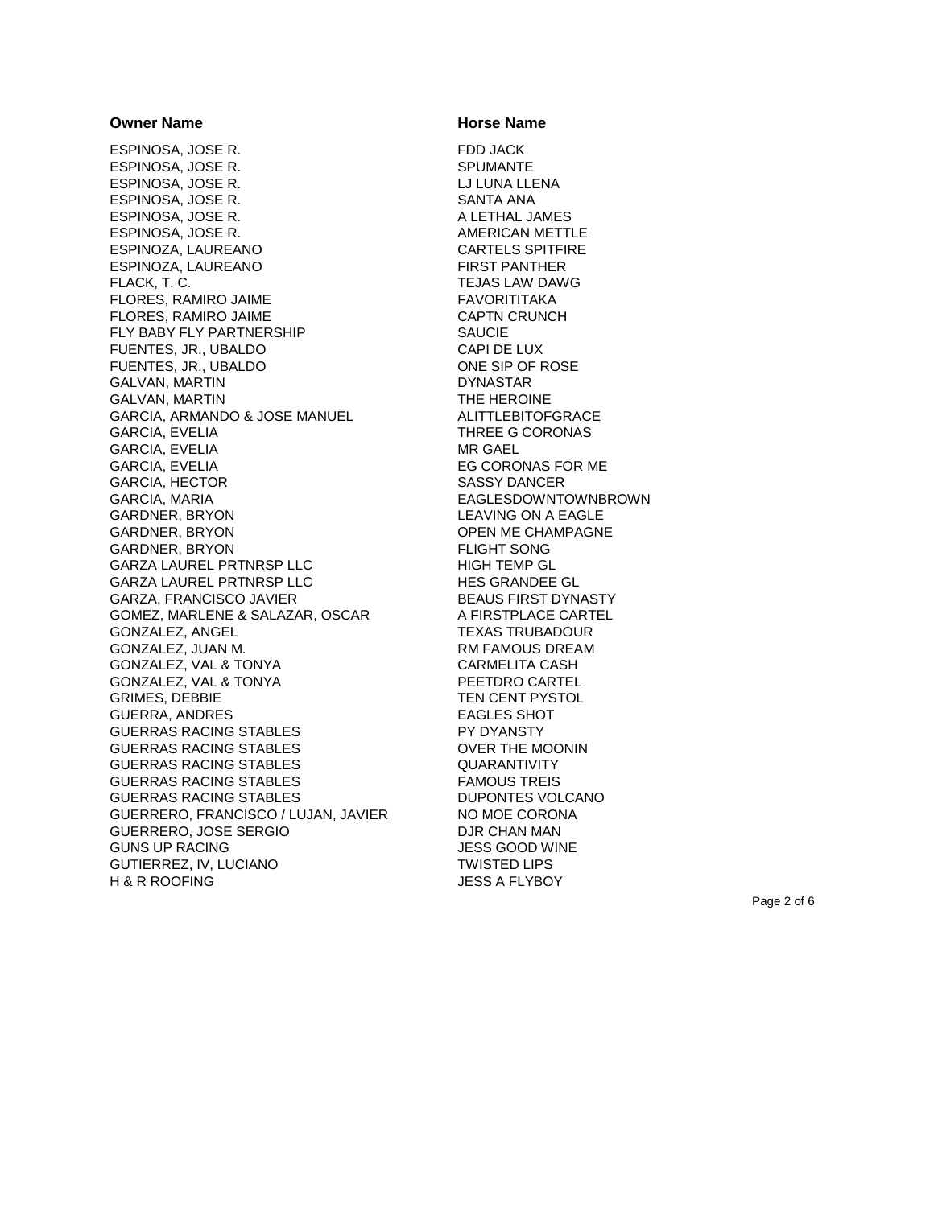| Owner Name | Horse Name |
| --- | --- |
| ESPINOSA, JOSE R. | FDD JACK |
| ESPINOSA, JOSE R. | SPUMANTE |
| ESPINOSA, JOSE R. | LJ LUNA LLENA |
| ESPINOSA, JOSE R. | SANTA ANA |
| ESPINOSA, JOSE R. | A LETHAL JAMES |
| ESPINOSA, JOSE R. | AMERICAN METTLE |
| ESPINOZA, LAUREANO | CARTELS SPITFIRE |
| ESPINOZA, LAUREANO | FIRST PANTHER |
| FLACK, T. C. | TEJAS LAW DAWG |
| FLORES, RAMIRO JAIME | FAVORITITAKA |
| FLORES, RAMIRO JAIME | CAPTN CRUNCH |
| FLY BABY FLY PARTNERSHIP | SAUCIE |
| FUENTES, JR., UBALDO | CAPI DE LUX |
| FUENTES, JR., UBALDO | ONE SIP OF ROSE |
| GALVAN, MARTIN | DYNASTAR |
| GALVAN, MARTIN | THE HEROINE |
| GARCIA, ARMANDO & JOSE MANUEL | ALITTLEBITOFGRACE |
| GARCIA, EVELIA | THREE G CORONAS |
| GARCIA, EVELIA | MR GAEL |
| GARCIA, EVELIA | EG CORONAS FOR ME |
| GARCIA, HECTOR | SASSY DANCER |
| GARCIA, MARIA | EAGLESDOWNTOWNBROWN |
| GARDNER, BRYON | LEAVING ON A EAGLE |
| GARDNER, BRYON | OPEN ME CHAMPAGNE |
| GARDNER, BRYON | FLIGHT SONG |
| GARZA LAUREL PRTNRSP LLC | HIGH TEMP GL |
| GARZA LAUREL PRTNRSP LLC | HES GRANDEE GL |
| GARZA, FRANCISCO JAVIER | BEAUS FIRST DYNASTY |
| GOMEZ, MARLENE & SALAZAR, OSCAR | A FIRSTPLACE CARTEL |
| GONZALEZ, ANGEL | TEXAS TRUBADOUR |
| GONZALEZ, JUAN M. | RM FAMOUS DREAM |
| GONZALEZ, VAL & TONYA | CARMELITA CASH |
| GONZALEZ, VAL & TONYA | PEETDRO CARTEL |
| GRIMES, DEBBIE | TEN CENT PYSTOL |
| GUERRA, ANDRES | EAGLES SHOT |
| GUERRAS RACING STABLES | PY DYANSTY |
| GUERRAS RACING STABLES | OVER THE MOONIN |
| GUERRAS RACING STABLES | QUARANTIVITY |
| GUERRAS RACING STABLES | FAMOUS TREIS |
| GUERRAS RACING STABLES | DUPONTES VOLCANO |
| GUERRERO, FRANCISCO / LUJAN, JAVIER | NO MOE CORONA |
| GUERRERO, JOSE SERGIO | DJR CHAN MAN |
| GUNS UP RACING | JESS GOOD WINE |
| GUTIERREZ, IV, LUCIANO | TWISTED LIPS |
| H & R ROOFING | JESS A FLYBOY |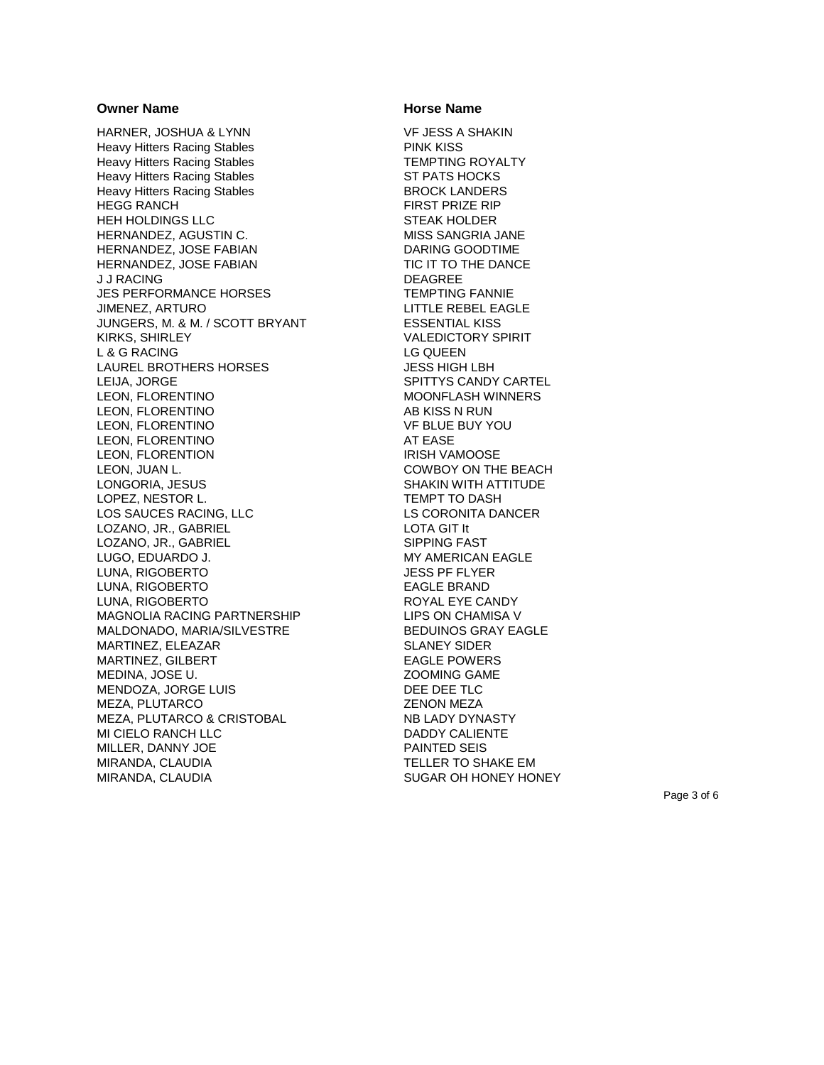| Owner Name | Horse Name |
|---|---|
| HARNER, JOSHUA & LYNN | VF JESS A SHAKIN |
| Heavy Hitters Racing Stables | PINK KISS |
| Heavy Hitters Racing Stables | TEMPTING ROYALTY |
| Heavy Hitters Racing Stables | ST PATS HOCKS |
| Heavy Hitters Racing Stables | BROCK LANDERS |
| HEGG RANCH | FIRST PRIZE RIP |
| HEH HOLDINGS LLC | STEAK HOLDER |
| HERNANDEZ, AGUSTIN C. | MISS SANGRIA JANE |
| HERNANDEZ, JOSE FABIAN | DARING GOODTIME |
| HERNANDEZ, JOSE FABIAN | TIC IT TO THE DANCE |
| J J RACING | DEAGREE |
| JES PERFORMANCE HORSES | TEMPTING FANNIE |
| JIMENEZ, ARTURO | LITTLE REBEL EAGLE |
| JUNGERS, M. & M. / SCOTT BRYANT | ESSENTIAL KISS |
| KIRKS, SHIRLEY | VALEDICTORY SPIRIT |
| L & G RACING | LG QUEEN |
| LAUREL BROTHERS HORSES | JESS HIGH LBH |
| LEIJA, JORGE | SPITTYS CANDY CARTEL |
| LEON, FLORENTINO | MOONFLASH WINNERS |
| LEON, FLORENTINO | AB KISS N RUN |
| LEON, FLORENTINO | VF BLUE BUY YOU |
| LEON, FLORENTINO | AT EASE |
| LEON, FLORENTION | IRISH VAMOOSE |
| LEON, JUAN L. | COWBOY ON THE BEACH |
| LONGORIA, JESUS | SHAKIN WITH ATTITUDE |
| LOPEZ, NESTOR L. | TEMPT TO DASH |
| LOS SAUCES RACING, LLC | LS CORONITA DANCER |
| LOZANO, JR., GABRIEL | LOTA GIT It |
| LOZANO, JR., GABRIEL | SIPPING FAST |
| LUGO, EDUARDO J. | MY AMERICAN EAGLE |
| LUNA, RIGOBERTO | JESS PF FLYER |
| LUNA, RIGOBERTO | EAGLE BRAND |
| LUNA, RIGOBERTO | ROYAL EYE CANDY |
| MAGNOLIA RACING PARTNERSHIP | LIPS ON CHAMISA V |
| MALDONADO, MARIA/SILVESTRE | BEDUINOS GRAY EAGLE |
| MARTINEZ, ELEAZAR | SLANEY SIDER |
| MARTINEZ, GILBERT | EAGLE POWERS |
| MEDINA, JOSE U. | ZOOMING GAME |
| MENDOZA, JORGE LUIS | DEE DEE TLC |
| MEZA, PLUTARCO | ZENON MEZA |
| MEZA, PLUTARCO & CRISTOBAL | NB LADY DYNASTY |
| MI CIELO RANCH LLC | DADDY CALIENTE |
| MILLER, DANNY JOE | PAINTED SEIS |
| MIRANDA, CLAUDIA | TELLER TO SHAKE EM |
| MIRANDA, CLAUDIA | SUGAR OH HONEY HONEY |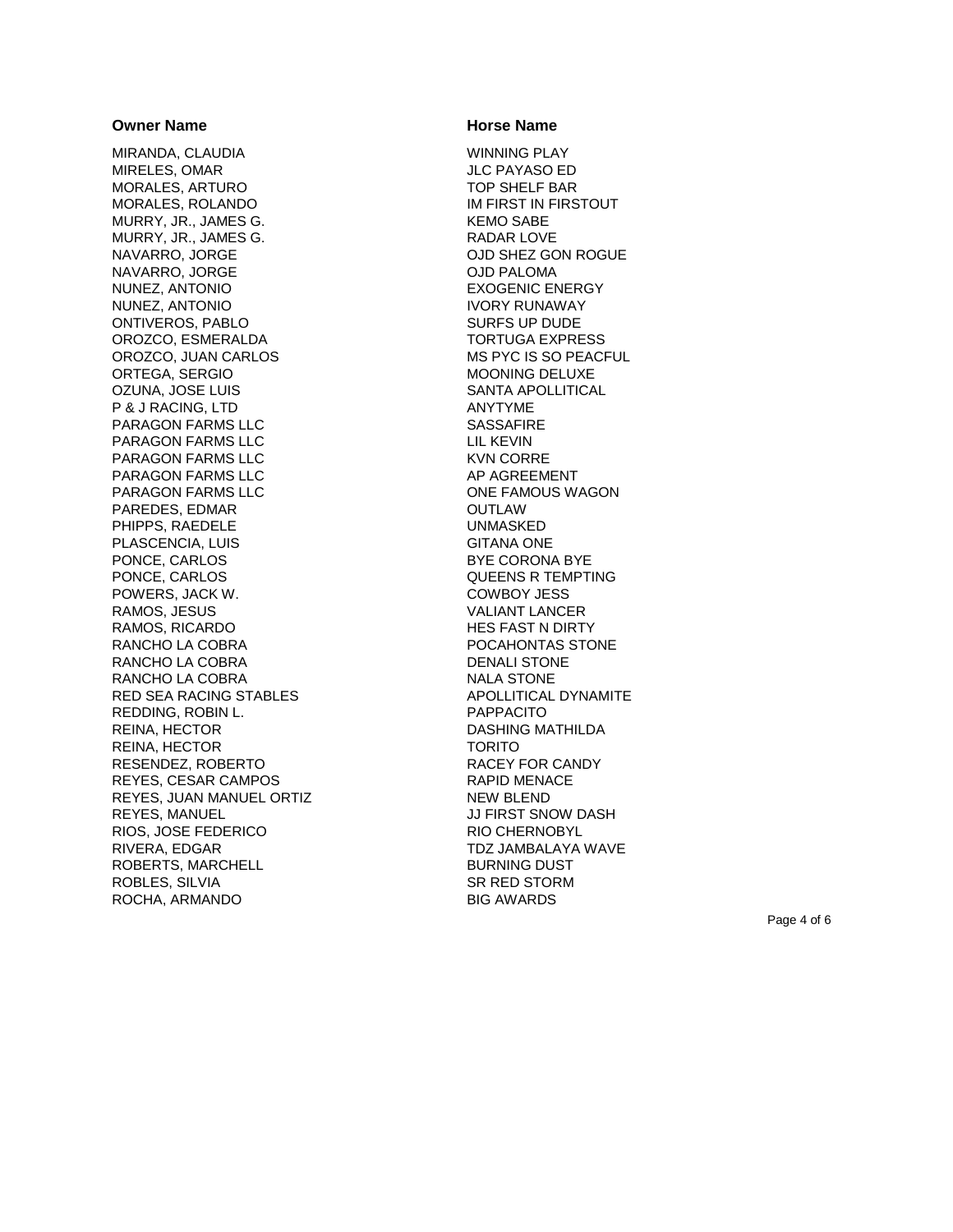| Owner Name | Horse Name |
| --- | --- |
| MIRANDA, CLAUDIA | WINNING PLAY |
| MIRELES, OMAR | JLC PAYASO ED |
| MORALES, ARTURO | TOP SHELF BAR |
| MORALES, ROLANDO | IM FIRST IN FIRSTOUT |
| MURRY, JR., JAMES G. | KEMO SABE |
| MURRY, JR., JAMES G. | RADAR LOVE |
| NAVARRO, JORGE | OJD SHEZ GON ROGUE |
| NAVARRO, JORGE | OJD PALOMA |
| NUNEZ, ANTONIO | EXOGENIC ENERGY |
| NUNEZ, ANTONIO | IVORY RUNAWAY |
| ONTIVEROS, PABLO | SURFS UP DUDE |
| OROZCO, ESMERALDA | TORTUGA EXPRESS |
| OROZCO, JUAN CARLOS | MS PYC IS SO PEACFUL |
| ORTEGA, SERGIO | MOONING DELUXE |
| OZUNA, JOSE LUIS | SANTA APOLLITICAL |
| P & J RACING, LTD | ANYTYME |
| PARAGON FARMS LLC | SASSAFIRE |
| PARAGON FARMS LLC | LIL KEVIN |
| PARAGON FARMS LLC | KVN CORRE |
| PARAGON FARMS LLC | AP AGREEMENT |
| PARAGON FARMS LLC | ONE FAMOUS WAGON |
| PAREDES, EDMAR | OUTLAW |
| PHIPPS, RAEDELE | UNMASKED |
| PLASCENCIA, LUIS | GITANA ONE |
| PONCE, CARLOS | BYE CORONA BYE |
| PONCE, CARLOS | QUEENS R TEMPTING |
| POWERS, JACK W. | COWBOY JESS |
| RAMOS, JESUS | VALIANT LANCER |
| RAMOS, RICARDO | HES FAST N DIRTY |
| RANCHO LA COBRA | POCAHONTAS STONE |
| RANCHO LA COBRA | DENALI STONE |
| RANCHO LA COBRA | NALA STONE |
| RED SEA RACING STABLES | APOLLITICAL DYNAMITE |
| REDDING, ROBIN L. | PAPPACITO |
| REINA, HECTOR | DASHING MATHILDA |
| REINA, HECTOR | TORITO |
| RESENDEZ, ROBERTO | RACEY FOR CANDY |
| REYES, CESAR CAMPOS | RAPID MENACE |
| REYES, JUAN MANUEL ORTIZ | NEW BLEND |
| REYES, MANUEL | JJ FIRST SNOW DASH |
| RIOS, JOSE FEDERICO | RIO CHERNOBYL |
| RIVERA, EDGAR | TDZ JAMBALAYA WAVE |
| ROBERTS, MARCHELL | BURNING DUST |
| ROBLES, SILVIA | SR RED STORM |
| ROCHA, ARMANDO | BIG AWARDS |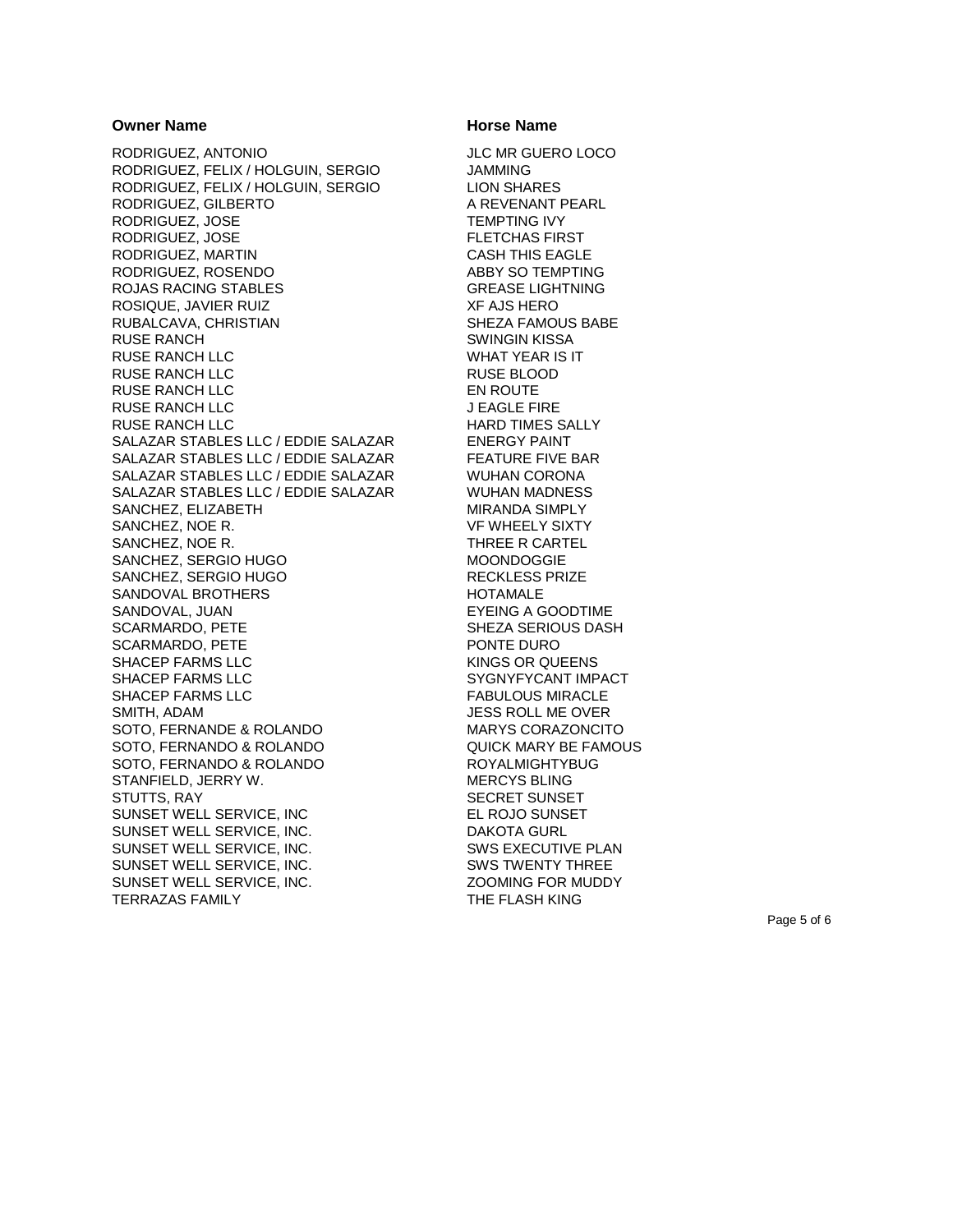| Owner Name | Horse Name |
| --- | --- |
| RODRIGUEZ, ANTONIO | JLC MR GUERO LOCO |
| RODRIGUEZ, FELIX / HOLGUIN, SERGIO | JAMMING |
| RODRIGUEZ, FELIX / HOLGUIN, SERGIO | LION SHARES |
| RODRIGUEZ, GILBERTO | A REVENANT PEARL |
| RODRIGUEZ, JOSE | TEMPTING IVY |
| RODRIGUEZ, JOSE | FLETCHAS FIRST |
| RODRIGUEZ, MARTIN | CASH THIS EAGLE |
| RODRIGUEZ, ROSENDO | ABBY SO TEMPTING |
| ROJAS RACING STABLES | GREASE LIGHTNING |
| ROSIQUE, JAVIER RUIZ | XF AJS HERO |
| RUBALCAVA, CHRISTIAN | SHEZA FAMOUS BABE |
| RUSE RANCH | SWINGIN KISSA |
| RUSE RANCH LLC | WHAT YEAR IS IT |
| RUSE RANCH LLC | RUSE BLOOD |
| RUSE RANCH LLC | EN ROUTE |
| RUSE RANCH LLC | J EAGLE FIRE |
| RUSE RANCH LLC | HARD TIMES SALLY |
| SALAZAR STABLES LLC / EDDIE SALAZAR | ENERGY PAINT |
| SALAZAR STABLES LLC / EDDIE SALAZAR | FEATURE FIVE BAR |
| SALAZAR STABLES LLC / EDDIE SALAZAR | WUHAN CORONA |
| SALAZAR STABLES LLC / EDDIE SALAZAR | WUHAN MADNESS |
| SANCHEZ, ELIZABETH | MIRANDA SIMPLY |
| SANCHEZ, NOE R. | VF WHEELY SIXTY |
| SANCHEZ, NOE R. | THREE R CARTEL |
| SANCHEZ, SERGIO HUGO | MOONDOGGIE |
| SANCHEZ, SERGIO HUGO | RECKLESS PRIZE |
| SANDOVAL BROTHERS | HOTAMALE |
| SANDOVAL, JUAN | EYEING A GOODTIME |
| SCARMARDO, PETE | SHEZA SERIOUS DASH |
| SCARMARDO, PETE | PONTE DURO |
| SHACEP FARMS LLC | KINGS OR QUEENS |
| SHACEP FARMS LLC | SYGNYFYCANT IMPACT |
| SHACEP FARMS LLC | FABULOUS MIRACLE |
| SMITH, ADAM | JESS ROLL ME OVER |
| SOTO, FERNANDE & ROLANDO | MARYS CORAZONCITO |
| SOTO, FERNANDO & ROLANDO | QUICK MARY BE FAMOUS |
| SOTO, FERNANDO & ROLANDO | ROYALMIGHTYBUG |
| STANFIELD, JERRY W. | MERCYS BLING |
| STUTTS, RAY | SECRET SUNSET |
| SUNSET WELL SERVICE, INC | EL ROJO SUNSET |
| SUNSET WELL SERVICE, INC. | DAKOTA GURL |
| SUNSET WELL SERVICE, INC. | SWS EXECUTIVE PLAN |
| SUNSET WELL SERVICE, INC. | SWS TWENTY THREE |
| SUNSET WELL SERVICE, INC. | ZOOMING FOR MUDDY |
| TERRAZAS FAMILY | THE FLASH KING |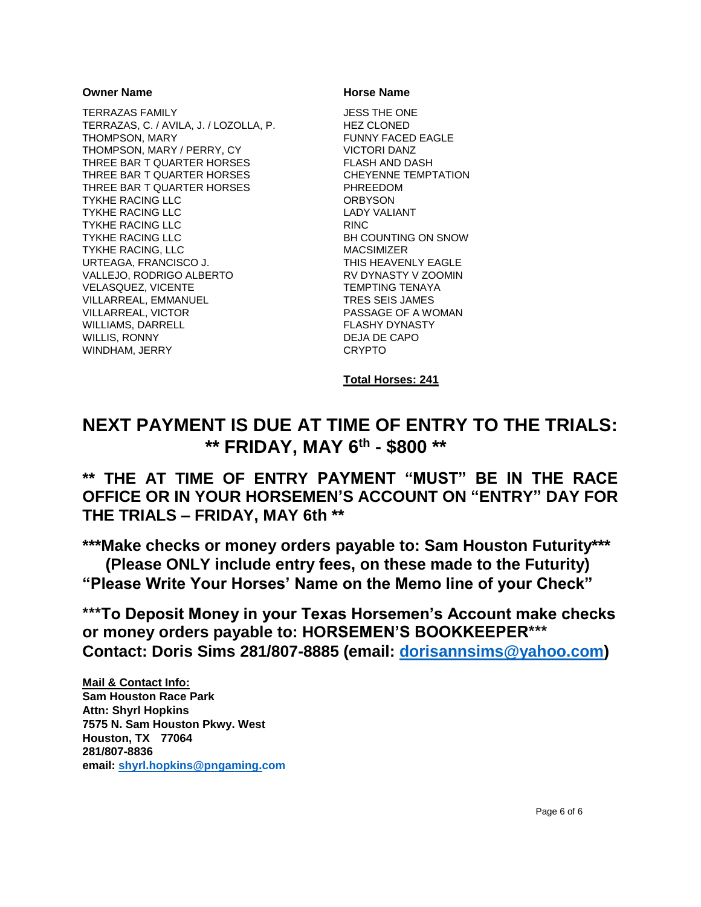| Owner Name | Horse Name |
| --- | --- |
| TERRAZAS FAMILY | JESS THE ONE |
| TERRAZAS, C. / AVILA, J. / LOZOLLA, P. | HEZ CLONED |
| THOMPSON, MARY | FUNNY FACED EAGLE |
| THOMPSON, MARY / PERRY, CY | VICTORI DANZ |
| THREE BAR T QUARTER HORSES | FLASH AND DASH |
| THREE BAR T QUARTER HORSES | CHEYENNE TEMPTATION |
| THREE BAR T QUARTER HORSES | PHREEDOM |
| TYKHE RACING LLC | ORBYSON |
| TYKHE RACING LLC | LADY VALIANT |
| TYKHE RACING LLC | RINC |
| TYKHE RACING LLC | BH COUNTING ON SNOW |
| TYKHE RACING, LLC | MACSIMIZER |
| URTEAGA, FRANCISCO J. | THIS HEAVENLY EAGLE |
| VALLEJO, RODRIGO ALBERTO | RV DYNASTY V ZOOMIN |
| VELASQUEZ, VICENTE | TEMPTING TENAYA |
| VILLARREAL, EMMANUEL | TRES SEIS JAMES |
| VILLARREAL, VICTOR | PASSAGE OF A WOMAN |
| WILLIAMS, DARRELL | FLASHY DYNASTY |
| WILLIS, RONNY | DEJA DE CAPO |
| WINDHAM, JERRY | CRYPTO |

**Total Horses: 241**

## NEXT PAYMENT IS DUE AT TIME OF ENTRY TO THE TRIALS: ** FRIDAY, MAY 6th - $800 **

### ** THE AT TIME OF ENTRY PAYMENT "MUST" BE IN THE RACE OFFICE OR IN YOUR HORSEMEN'S ACCOUNT ON "ENTRY" DAY FOR THE TRIALS – FRIDAY, MAY 6th **

### ***Make checks or money orders payable to: Sam Houston Futurity*** (Please ONLY include entry fees, on these made to the Futurity) "Please Write Your Horses' Name on the Memo line of your Check"

### ***To Deposit Money in your Texas Horsemen's Account make checks or money orders payable to: HORSEMEN'S BOOKKEEPER*** Contact: Doris Sims 281/807-8885 (email: dorisannsims@yahoo.com)

**Mail & Contact Info:**
**Sam Houston Race Park**
**Attn: Shyrl Hopkins**
**7575 N. Sam Houston Pkwy. West**
**Houston, TX 77064**
**281/807-8836**
**email: shyrl.hopkins@pngaming.com**